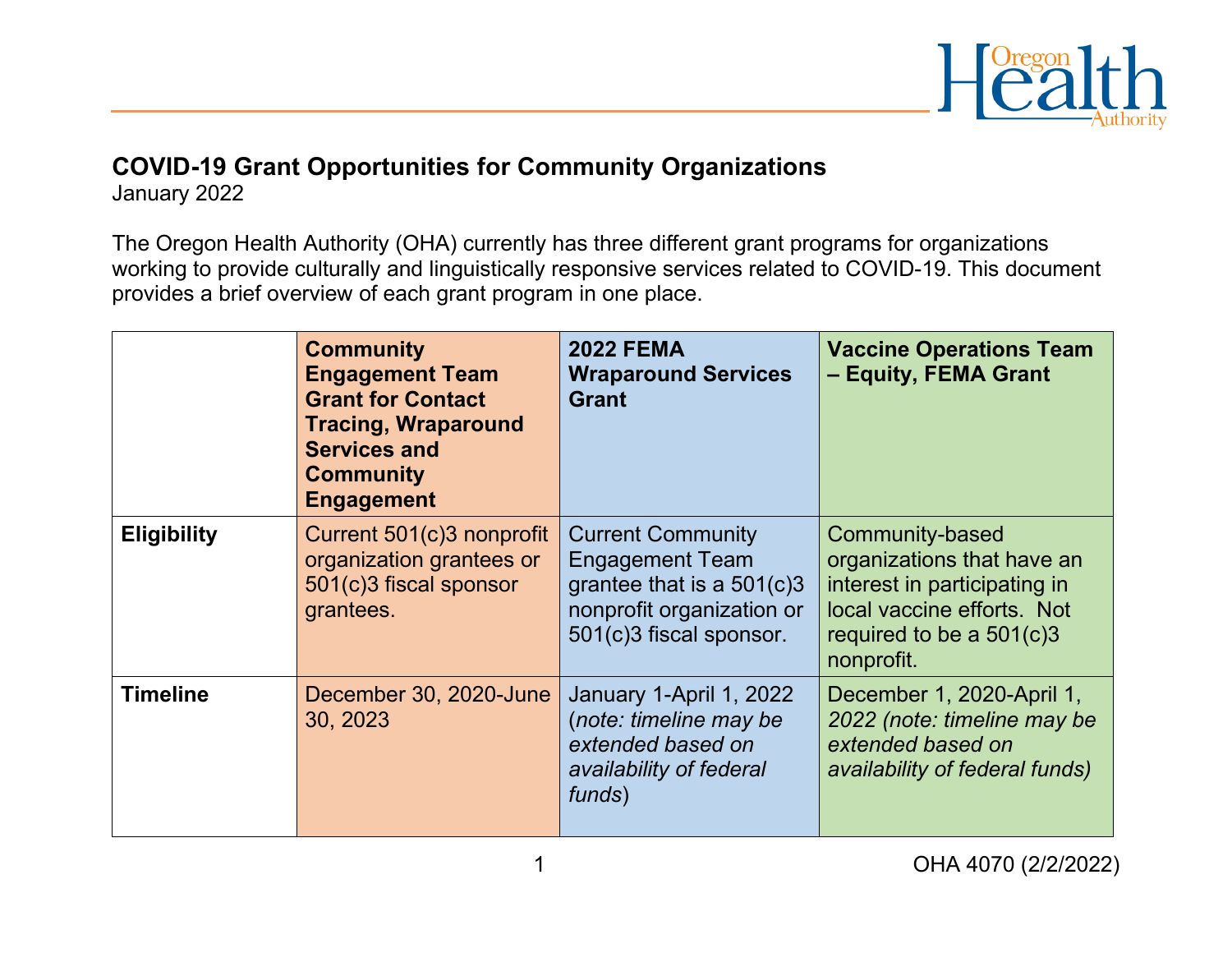## COVID-19 Grant Opportunities for Community Organizations

January 2022

The Oregon Health Authority (OHA) currently has three different grant programs for organizations working to provide culturally and linguistically responsive services related to COVID-19. This document provides a brief overview of each grant program in one place.

| | Community Engagement Team Grant for Contact Tracing, Wraparound Services and Community Engagement | 2022 FEMA Wraparound Services Grant | Vaccine Operations Team – Equity, FEMA Grant |
|---|---|---|---|
| **Eligibility** | Current 501(c)3 nonprofit organization grantees or 501(c)3 fiscal sponsor grantees. | Current Community Engagement Team grantee that is a 501(c)3 nonprofit organization or 501(c)3 fiscal sponsor. | Community-based organizations that have an interest in participating in local vaccine efforts. Not required to be a 501(c)3 nonprofit. |
| **Timeline** | December 30, 2020-June 30, 2023 | January 1-April 1, 2022 (*note: timeline may be extended based on availability of federal funds*) | December 1, 2020-April 1, *2022 (note: timeline may be extended based on availability of federal funds)* |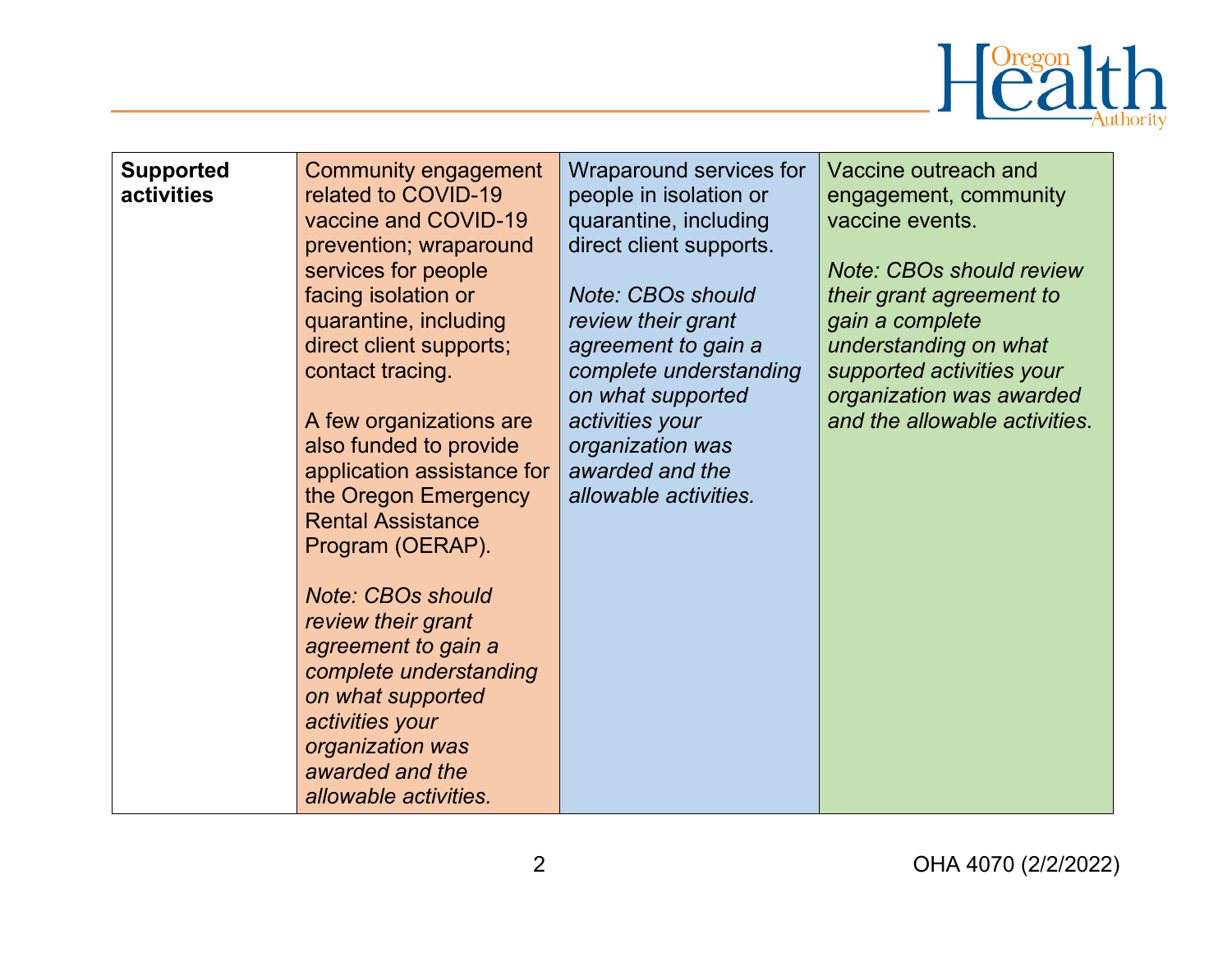| **Supported activities** | Community engagement related to COVID-19 vaccine and COVID-19 prevention; wraparound services for people facing isolation or quarantine, including direct client supports; contact tracing.<br><br>A few organizations are also funded to provide application assistance for the Oregon Emergency Rental Assistance Program (OERAP).<br><br>*Note: CBOs should review their grant agreement to gain a complete understanding on what supported activities your organization was awarded and the allowable activities.* | Wraparound services for people in isolation or quarantine, including direct client supports.<br><br>*Note: CBOs should review their grant agreement to gain a complete understanding on what supported activities your organization was awarded and the allowable activities.* | Vaccine outreach and engagement, community vaccine events.<br><br>*Note: CBOs should review their grant agreement to gain a complete understanding on what supported activities your organization was awarded and the allowable activities.* |
|---|---|---|---|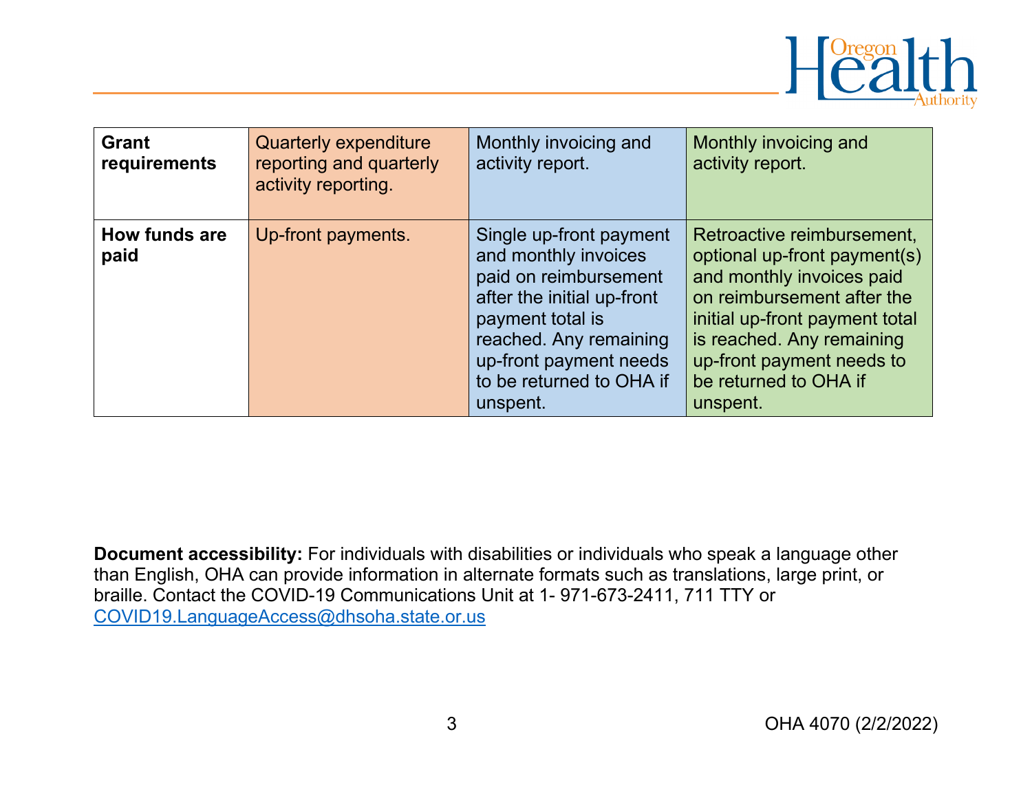| | | | |
|---|---|---|---|
| **Grant requirements** | Quarterly expenditure reporting and quarterly activity reporting. | Monthly invoicing and activity report. | Monthly invoicing and activity report. |
| **How funds are paid** | Up-front payments. | Single up-front payment and monthly invoices paid on reimbursement after the initial up-front payment total is reached. Any remaining up-front payment needs to be returned to OHA if unspent. | Retroactive reimbursement, optional up-front payment(s) and monthly invoices paid on reimbursement after the initial up-front payment total is reached. Any remaining up-front payment needs to be returned to OHA if unspent. |

**Document accessibility:** For individuals with disabilities or individuals who speak a language other than English, OHA can provide information in alternate formats such as translations, large print, or braille. Contact the COVID-19 Communications Unit at 1- 971-673-2411, 711 TTY or [COVID19.LanguageAccess@dhsoha.state.or.us](mailto:COVID19.LanguageAccess@dhsoha.state.or.us)

OHA 4070 (2/2/2022)